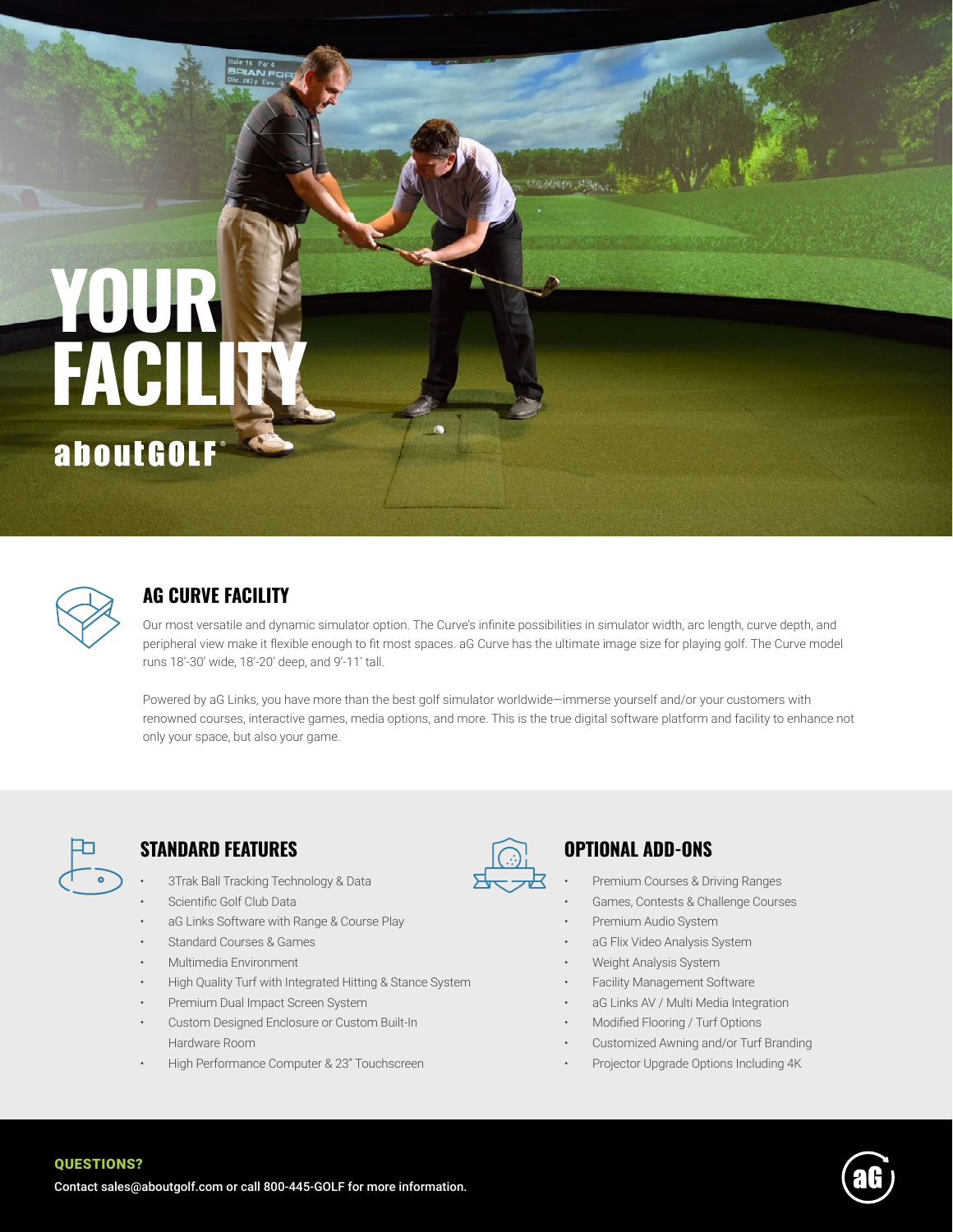# YOUR FACILITY

**aboutGOLF®**

## AG CURVE FACILITY

Our most versatile and dynamic simulator option. The Curve's infinite possibilities in simulator width, arc length, curve depth, and peripheral view make it flexible enough to fit most spaces. aG Curve has the ultimate image size for playing golf. The Curve model runs 18'-30' wide, 18'-20' deep, and 9'-11' tall.

Powered by aG Links, you have more than the best golf simulator worldwide—immerse yourself and/or your customers with renowned courses, interactive games, media options, and more. This is the true digital software platform and facility to enhance not only your space, but also your game.

## STANDARD FEATURES

- 3Trak Ball Tracking Technology & Data
- Scientific Golf Club Data
- aG Links Software with Range & Course Play
- Standard Courses & Games
- Multimedia Environment
- High Quality Turf with Integrated Hitting & Stance System
- Premium Dual Impact Screen System
- Custom Designed Enclosure or Custom Built-In Hardware Room
- High Performance Computer & 23" Touchscreen

## OPTIONAL ADD-ONS

- Premium Courses & Driving Ranges
- Games, Contests & Challenge Courses
- Premium Audio System
- aG Flix Video Analysis System
- Weight Analysis System
- Facility Management Software
- aG Links AV / Multi Media Integration
- Modified Flooring / Turf Options
- Customized Awning and/or Turf Branding
- Projector Upgrade Options Including 4K

**QUESTIONS?**

Contact sales@aboutgolf.com or call 800-445-GOLF for more information.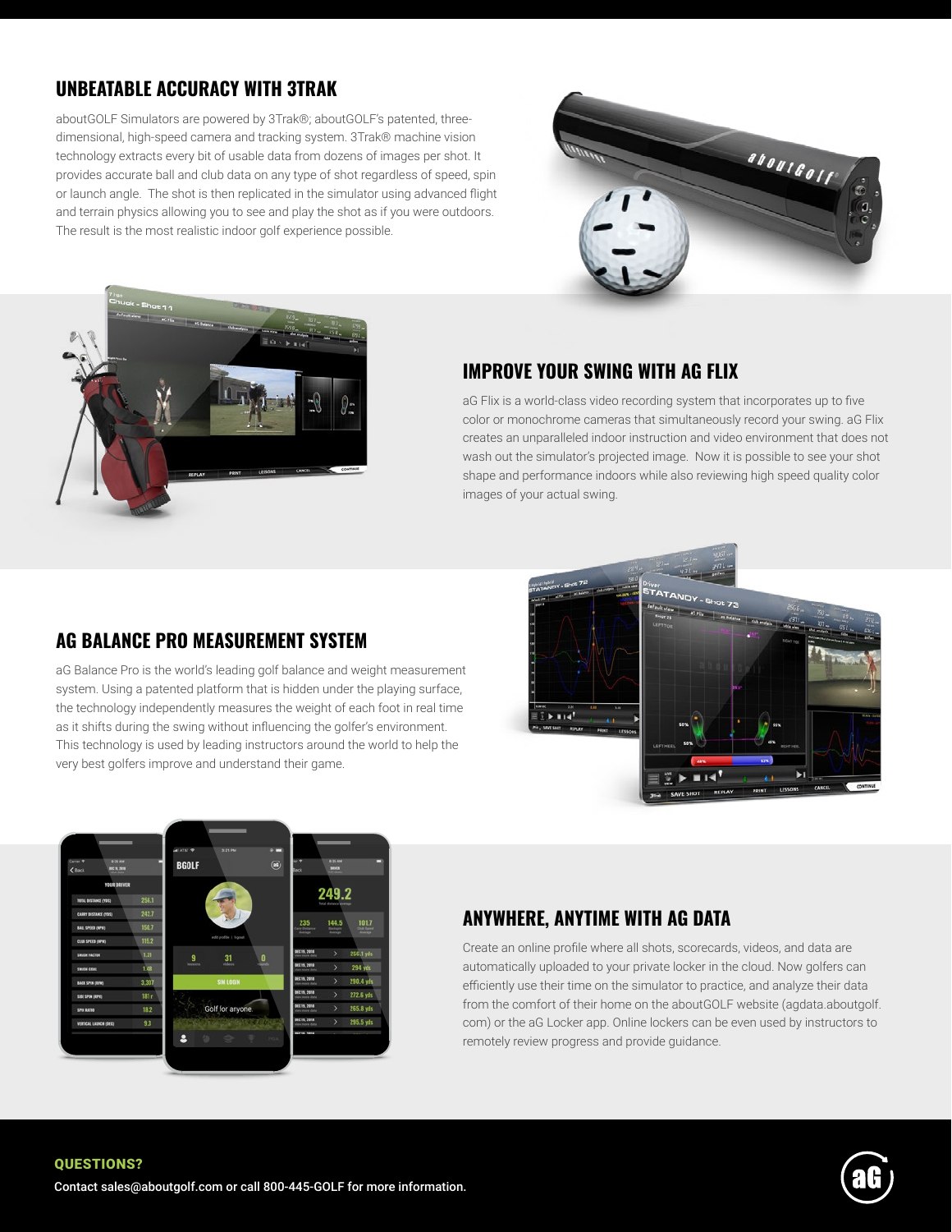## UNBEATABLE ACCURACY WITH 3TRAK

aboutGOLF Simulators are powered by 3Trak®; aboutGOLF's patented, three-dimensional, high-speed camera and tracking system. 3Trak® machine vision technology extracts every bit of usable data from dozens of images per shot. It provides accurate ball and club data on any type of shot regardless of speed, spin or launch angle. The shot is then replicated in the simulator using advanced flight and terrain physics allowing you to see and play the shot as if you were outdoors. The result is the most realistic indoor golf experience possible.

## IMPROVE YOUR SWING WITH AG FLIX

aG Flix is a world-class video recording system that incorporates up to five color or monochrome cameras that simultaneously record your swing. aG Flix creates an unparalleled indoor instruction and video environment that does not wash out the simulator's projected image. Now it is possible to see your shot shape and performance indoors while also reviewing high speed quality color images of your actual swing.

## AG BALANCE PRO MEASUREMENT SYSTEM

aG Balance Pro is the world's leading golf balance and weight measurement system. Using a patented platform that is hidden under the playing surface, the technology independently measures the weight of each foot in real time as it shifts during the swing without influencing the golfer's environment. This technology is used by leading instructors around the world to help the very best golfers improve and understand their game.

## ANYWHERE, ANYTIME WITH AG DATA

Create an online profile where all shots, scorecards, videos, and data are automatically uploaded to your private locker in the cloud. Now golfers can efficiently use their time on the simulator to practice, and analyze their data from the comfort of their home on the aboutGOLF website (agdata.aboutgolf.com) or the aG Locker app. Online lockers can be even used by instructors to remotely review progress and provide guidance.

**QUESTIONS?**

**Contact sales@aboutgolf.com or call 800-445-GOLF for more information.**